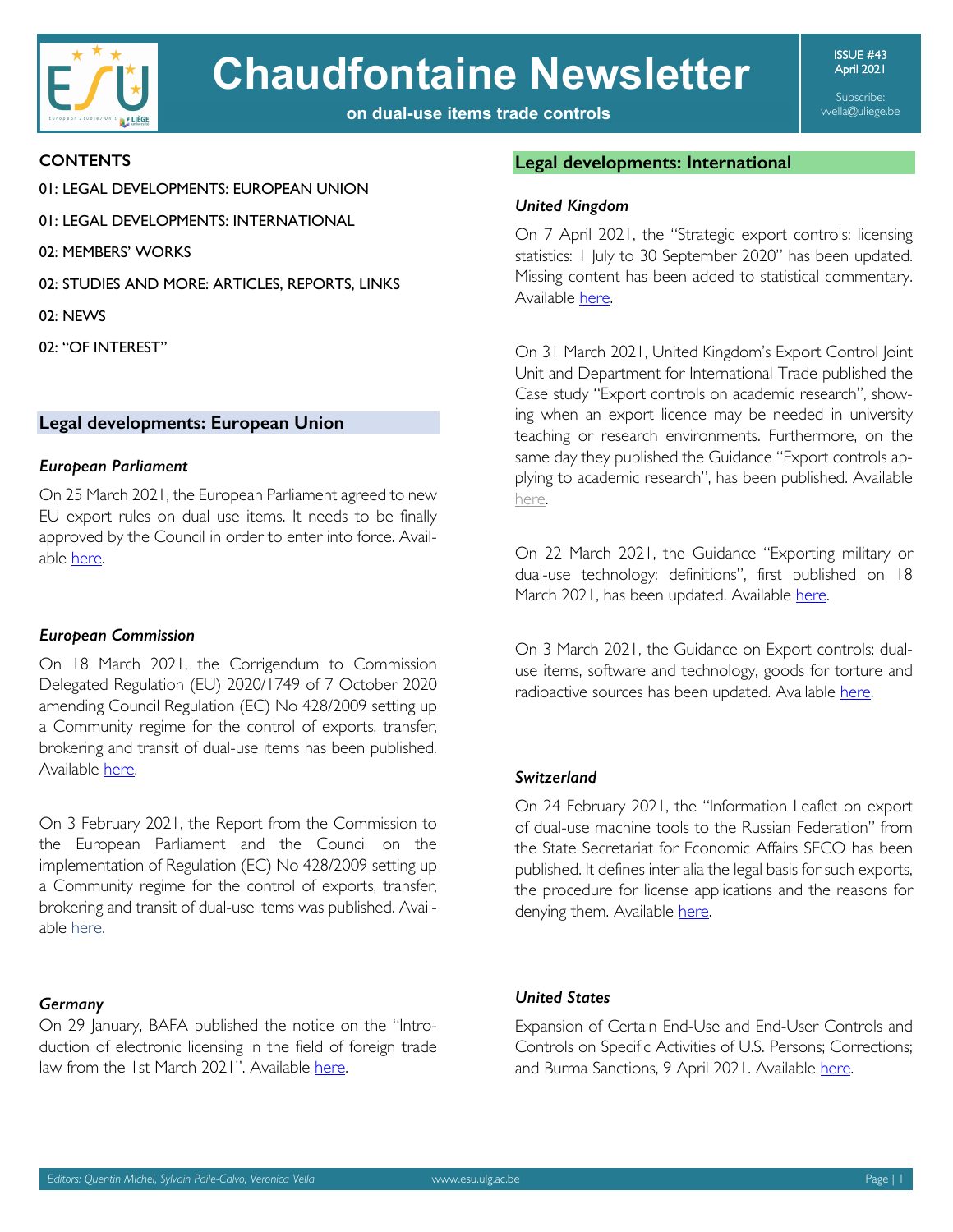# Chaudfontaine Newsletter

**on dual-use items trade controls**

ISSUE #43
April 2021

Subscribe:
vvella@uliege.be

## CONTENTS

01: LEGAL DEVELOPMENTS: EUROPEAN UNION

01: LEGAL DEVELOPMENTS: INTERNATIONAL

02: MEMBERS' WORKS

02: STUDIES AND MORE: ARTICLES, REPORTS, LINKS

02: NEWS

02: "OF INTEREST"

## Legal developments: European Union

### *European Parliament*

On 25 March 2021, the European Parliament agreed to new EU export rules on dual use items. It needs to be finally approved by the Council in order to enter into force. Available here.

### *European Commission*

On 18 March 2021, the Corrigendum to Commission Delegated Regulation (EU) 2020/1749 of 7 October 2020 amending Council Regulation (EC) No 428/2009 setting up a Community regime for the control of exports, transfer, brokering and transit of dual-use items has been published. Available here.

On 3 February 2021, the Report from the Commission to the European Parliament and the Council on the implementation of Regulation (EC) No 428/2009 setting up a Community regime for the control of exports, transfer, brokering and transit of dual-use items was published. Available here.

### *Germany*

On 29 January, BAFA published the notice on the "Introduction of electronic licensing in the field of foreign trade law from the 1st March 2021". Available here.

## Legal developments: International

### *United Kingdom*

On 7 April 2021, the "Strategic export controls: licensing statistics: 1 July to 30 September 2020" has been updated. Missing content has been added to statistical commentary. Available here.

On 31 March 2021, United Kingdom's Export Control Joint Unit and Department for International Trade published the Case study "Export controls on academic research", showing when an export licence may be needed in university teaching or research environments. Furthermore, on the same day they published the Guidance "Export controls applying to academic research", has been published. Available here.

On 22 March 2021, the Guidance "Exporting military or dual-use technology: definitions", first published on 18 March 2021, has been updated. Available here.

On 3 March 2021, the Guidance on Export controls: dual-use items, software and technology, goods for torture and radioactive sources has been updated. Available here.

### *Switzerland*

On 24 February 2021, the "Information Leaflet on export of dual-use machine tools to the Russian Federation" from the State Secretariat for Economic Affairs SECO has been published. It defines inter alia the legal basis for such exports, the procedure for license applications and the reasons for denying them. Available here.

### *United States*

Expansion of Certain End-Use and End-User Controls and Controls on Specific Activities of U.S. Persons; Corrections; and Burma Sanctions, 9 April 2021. Available here.

*Editors: Quentin Michel, Sylvain Paile-Calvo, Veronica Vella*

www.esu.ulg.ac.be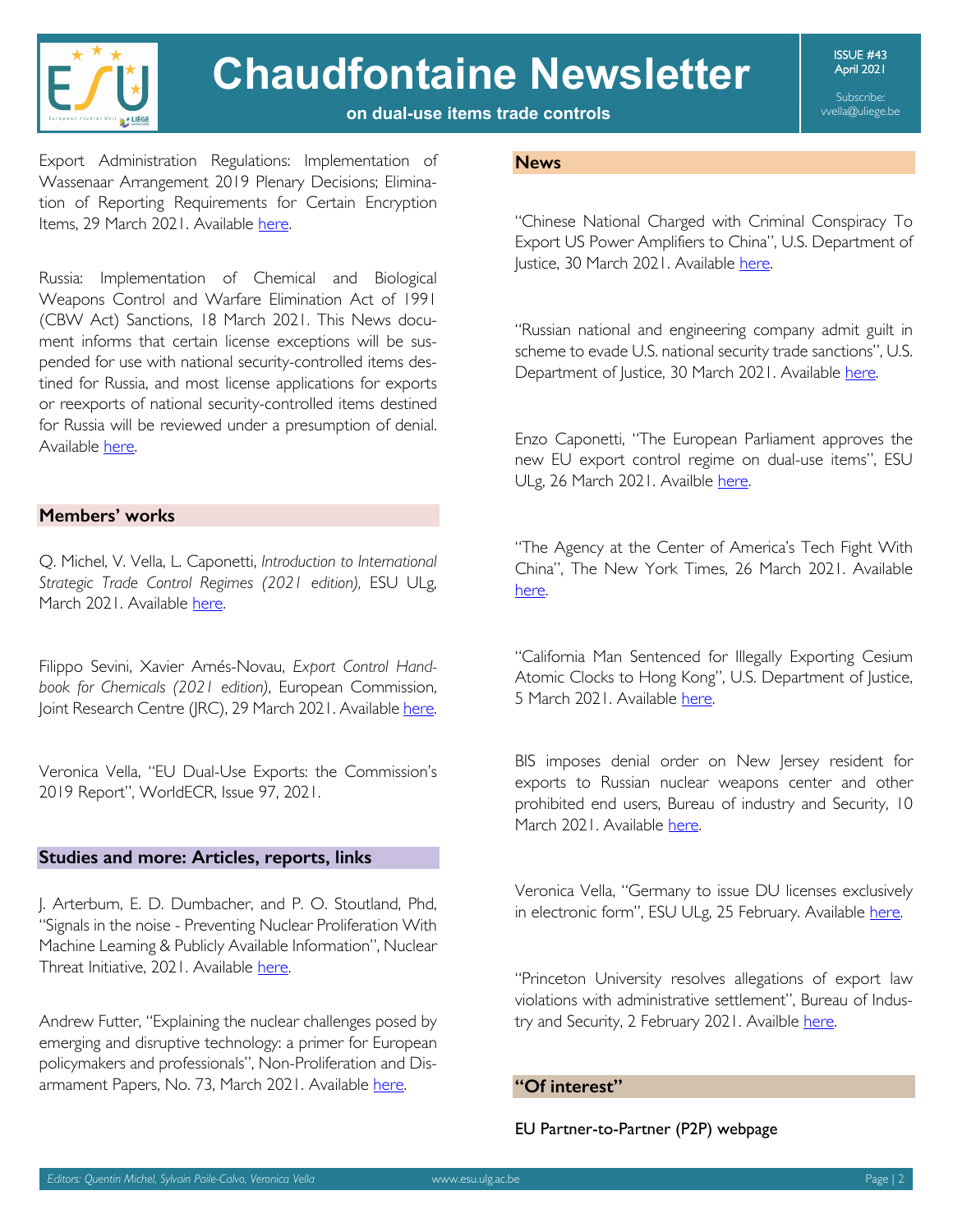Export Administration Regulations: Implementation of Wassenaar Arrangement 2019 Plenary Decisions; Elimination of Reporting Requirements for Certain Encryption Items, 29 March 2021. Available here.

Russia: Implementation of Chemical and Biological Weapons Control and Warfare Elimination Act of 1991 (CBW Act) Sanctions, 18 March 2021. This News document informs that certain license exceptions will be suspended for use with national security-controlled items destined for Russia, and most license applications for exports or reexports of national security-controlled items destined for Russia will be reviewed under a presumption of denial. Available here.

## Members' works

Q. Michel, V. Vella, L. Caponetti, *Introduction to International Strategic Trade Control Regimes (2021 edition),* ESU ULg, March 2021. Available here.

Filippo Sevini, Xavier Arnés-Novau, *Export Control Handbook for Chemicals (2021 edition)*, European Commission, Joint Research Centre (JRC), 29 March 2021. Available here.

Veronica Vella, "EU Dual-Use Exports: the Commission's 2019 Report", WorldECR, Issue 97, 2021.

## Studies and more: Articles, reports, links

J. Arterburn, E. D. Dumbacher, and P. O. Stoutland, Phd, "Signals in the noise - Preventing Nuclear Proliferation With Machine Learning & Publicly Available Information", Nuclear Threat Initiative, 2021. Available here.

Andrew Futter, "Explaining the nuclear challenges posed by emerging and disruptive technology: a primer for European policymakers and professionals", Non-Proliferation and Disarmament Papers, No. 73, March 2021. Available here.

## News

"Chinese National Charged with Criminal Conspiracy To Export US Power Amplifiers to China", U.S. Department of Justice, 30 March 2021. Available here.

"Russian national and engineering company admit guilt in scheme to evade U.S. national security trade sanctions", U.S. Department of Justice, 30 March 2021. Available here.

Enzo Caponetti, "The European Parliament approves the new EU export control regime on dual-use items", ESU ULg, 26 March 2021. Availble here.

"The Agency at the Center of America's Tech Fight With China", The New York Times, 26 March 2021. Available here.

"California Man Sentenced for Illegally Exporting Cesium Atomic Clocks to Hong Kong", U.S. Department of Justice, 5 March 2021. Available here.

BIS imposes denial order on New Jersey resident for exports to Russian nuclear weapons center and other prohibited end users, Bureau of industry and Security, 10 March 2021. Available here.

Veronica Vella, "Germany to issue DU licenses exclusively in electronic form", ESU ULg, 25 February. Available here.

"Princeton University resolves allegations of export law violations with administrative settlement", Bureau of Industry and Security, 2 February 2021. Availble here.

## "Of interest"

EU Partner-to-Partner (P2P) webpage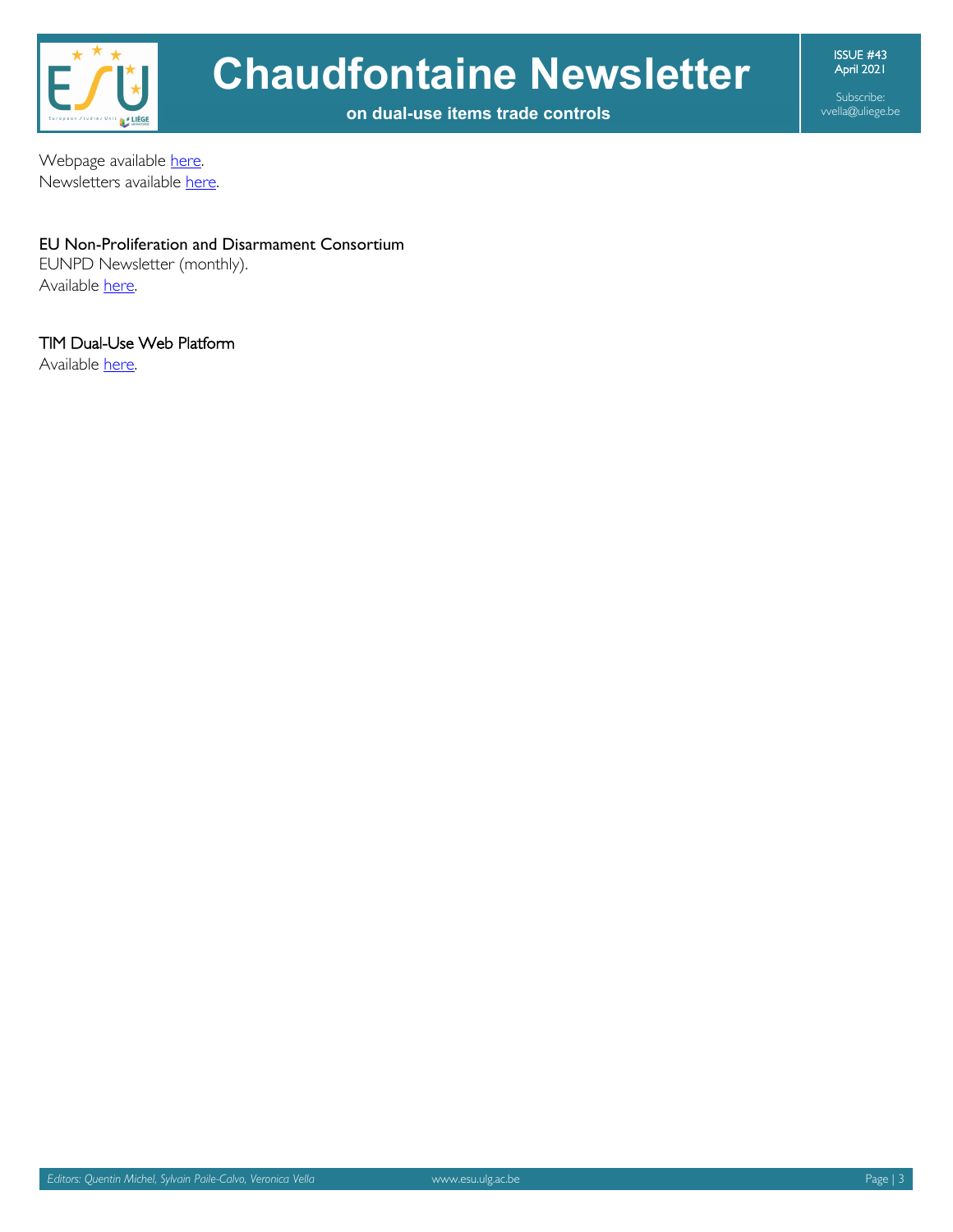Webpage available here.
Newsletters available here.

EU Non-Proliferation and Disarmament Consortium
EUNPD Newsletter (monthly).
Available here.

TIM Dual-Use Web Platform
Available here.